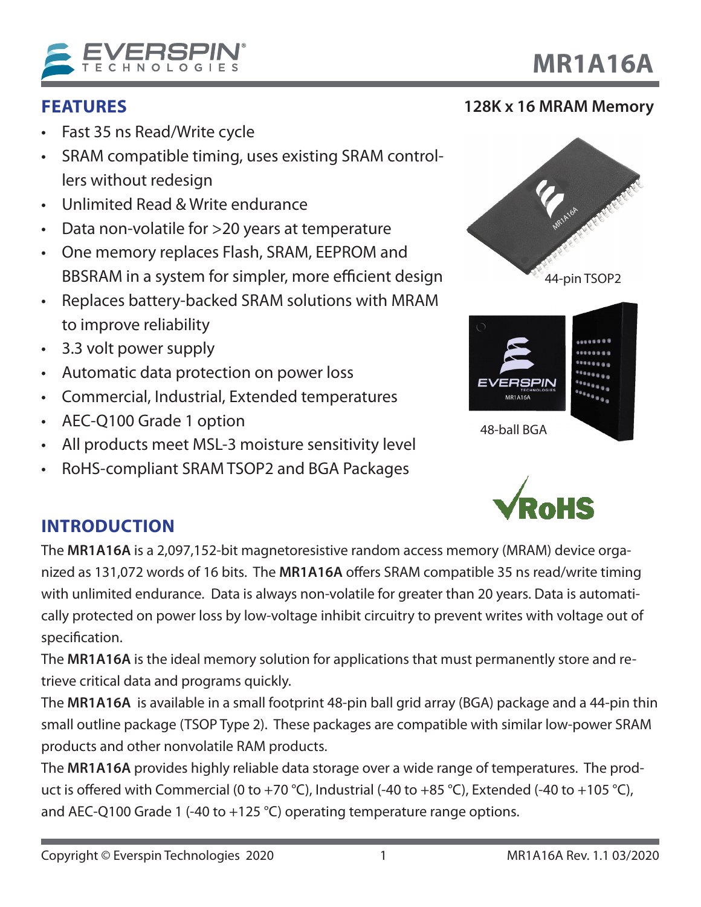# MR1A16A

## 128K x 16 MRAM Memory

## FEATURES

- Fast 35 ns Read/Write cycle
- SRAM compatible timing, uses existing SRAM controllers without redesign
- Unlimited Read & Write endurance
- Data non-volatile for >20 years at temperature
- One memory replaces Flash, SRAM, EEPROM and BBSRAM in a system for simpler, more efficient design
- Replaces battery-backed SRAM solutions with MRAM to improve reliability
- 3.3 volt power supply
- Automatic data protection on power loss
- Commercial, Industrial, Extended temperatures
- AEC-Q100 Grade 1 option
- All products meet MSL-3 moisture sensitivity level
- RoHS-compliant SRAM TSOP2 and BGA Packages

44-pin TSOP2

48-ball BGA

## INTRODUCTION

The **MR1A16A** is a 2,097,152-bit magnetoresistive random access memory (MRAM) device organized as 131,072 words of 16 bits. The **MR1A16A** offers SRAM compatible 35 ns read/write timing with unlimited endurance. Data is always non-volatile for greater than 20 years. Data is automatically protected on power loss by low-voltage inhibit circuitry to prevent writes with voltage out of specification.

The **MR1A16A** is the ideal memory solution for applications that must permanently store and retrieve critical data and programs quickly.

The **MR1A16A** is available in a small footprint 48-pin ball grid array (BGA) package and a 44-pin thin small outline package (TSOP Type 2). These packages are compatible with similar low-power SRAM products and other nonvolatile RAM products.

The **MR1A16A** provides highly reliable data storage over a wide range of temperatures. The product is offered with Commercial (0 to +70 °C), Industrial (-40 to +85 °C), Extended (-40 to +105 °C), and AEC-Q100 Grade 1 (-40 to +125 °C) operating temperature range options.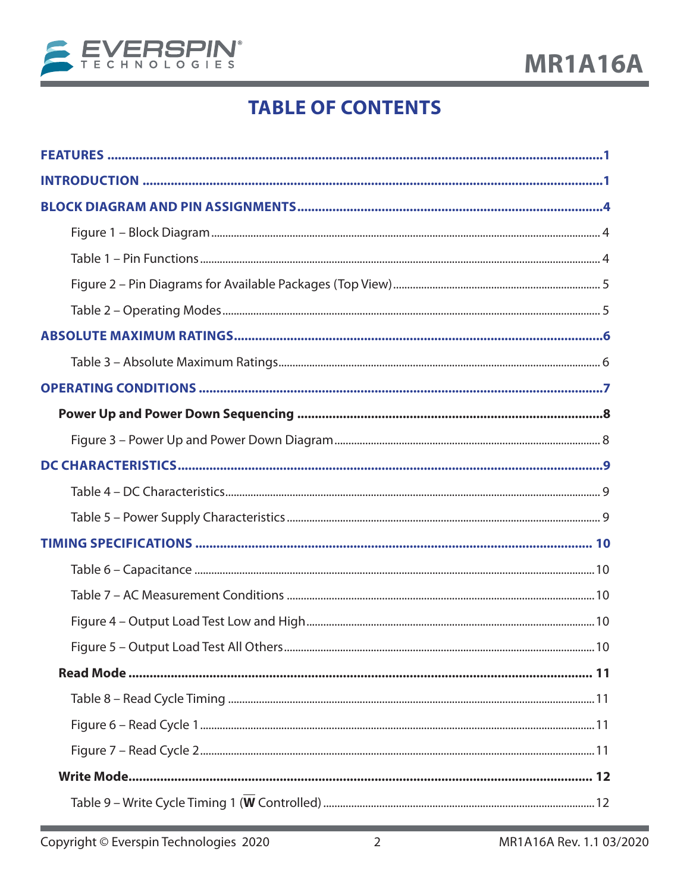# TABLE OF CONTENTS

**FEATURES** ....................................................................................................1

**INTRODUCTION** ..............................................................................................1

**BLOCK DIAGRAM AND PIN ASSIGNMENTS**.................................................4

Figure 1 – Block Diagram .................................................................................4

Table 1 – Pin Functions ....................................................................................4

Figure 2 – Pin Diagrams for Available Packages (Top View).............................5

Table 2 – Operating Modes ...............................................................................5

**ABSOLUTE MAXIMUM RATINGS**...................................................................6

Table 3 – Absolute Maximum Ratings.................................................................6

**OPERATING CONDITIONS** ..............................................................................7

**Power Up and Power Down Sequencing** .........................................................8

Figure 3 – Power Up and Power Down Diagram..................................................8

**DC CHARACTERISTICS**....................................................................................9

Table 4 – DC Characteristics...............................................................................9

Table 5 – Power Supply Characteristics...............................................................9

**TIMING SPECIFICATIONS** ...............................................................................10

Table 6 – Capacitance .......................................................................................10

Table 7 – AC Measurement Conditions ..............................................................10

Figure 4 – Output Load Test Low and High.........................................................10

Figure 5 – Output Load Test All Others...............................................................10

**Read Mode** .......................................................................................................11

Table 8 – Read Cycle Timing ..............................................................................11

Figure 6 – Read Cycle 1......................................................................................11

Figure 7 – Read Cycle 2......................................................................................11

**Write Mode**.......................................................................................................12

Table 9 – Write Cycle Timing 1 ($\overline{\textbf{W}}$ Controlled) ..........................................................12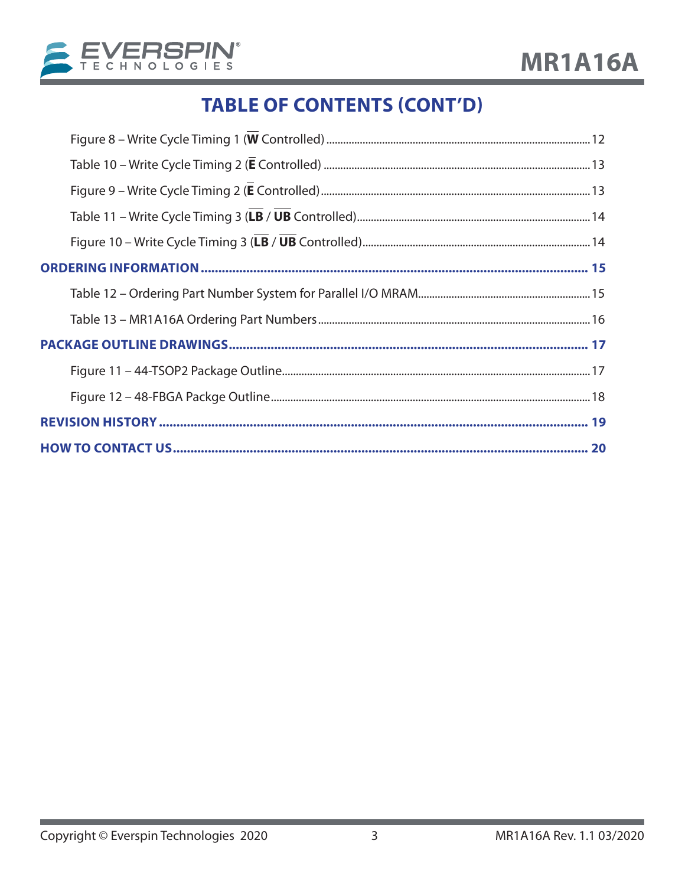# TABLE OF CONTENTS (CONT'D)

Figure 8 – Write Cycle Timing 1 ($\overline{\textbf{W}}$ Controlled) ..... 12

Table 10 – Write Cycle Timing 2 ($\overline{\textbf{E}}$ Controlled) ..... 13

Figure 9 – Write Cycle Timing 2 ($\overline{\textbf{E}}$ Controlled) ..... 13

Table 11 – Write Cycle Timing 3 ($\overline{\textbf{LB}}$ / $\overline{\textbf{UB}}$ Controlled) ..... 14

Figure 10 – Write Cycle Timing 3 ($\overline{\textbf{LB}}$ / $\overline{\textbf{UB}}$ Controlled) ..... 14

**ORDERING INFORMATION ..... 15**

Table 12 – Ordering Part Number System for Parallel I/O MRAM ..... 15

Table 13 – MR1A16A Ordering Part Numbers ..... 16

**PACKAGE OUTLINE DRAWINGS ..... 17**

Figure 11 – 44-TSOP2 Package Outline ..... 17

Figure 12 – 48-FBGA Packge Outline ..... 18

**REVISION HISTORY ..... 19**

**HOW TO CONTACT US ..... 20**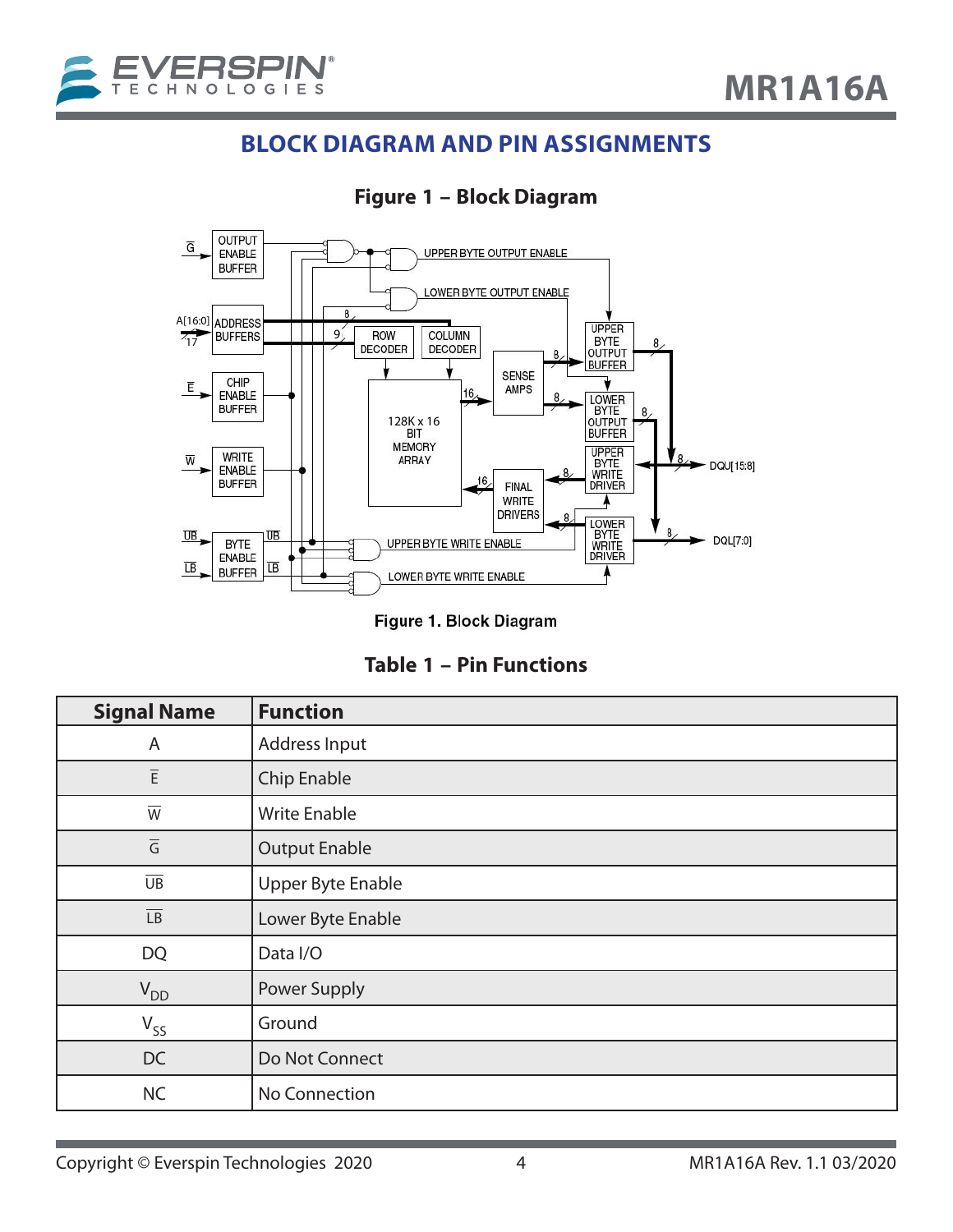## BLOCK DIAGRAM AND PIN ASSIGNMENTS

### Figure 1 – Block Diagram

Figure 1. Block Diagram

### Table 1 – Pin Functions

| Signal Name | Function |
|---|---|
| A | Address Input |
| $\overline{E}$ | Chip Enable |
| $\overline{W}$ | Write Enable |
| $\overline{G}$ | Output Enable |
| $\overline{UB}$ | Upper Byte Enable |
| $\overline{LB}$ | Lower Byte Enable |
| DQ | Data I/O |
| $V_{DD}$ | Power Supply |
| $V_{SS}$ | Ground |
| DC | Do Not Connect |
| NC | No Connection |

Copyright © Everspin Technologies 2020 MR1A16A Rev. 1.1 03/2020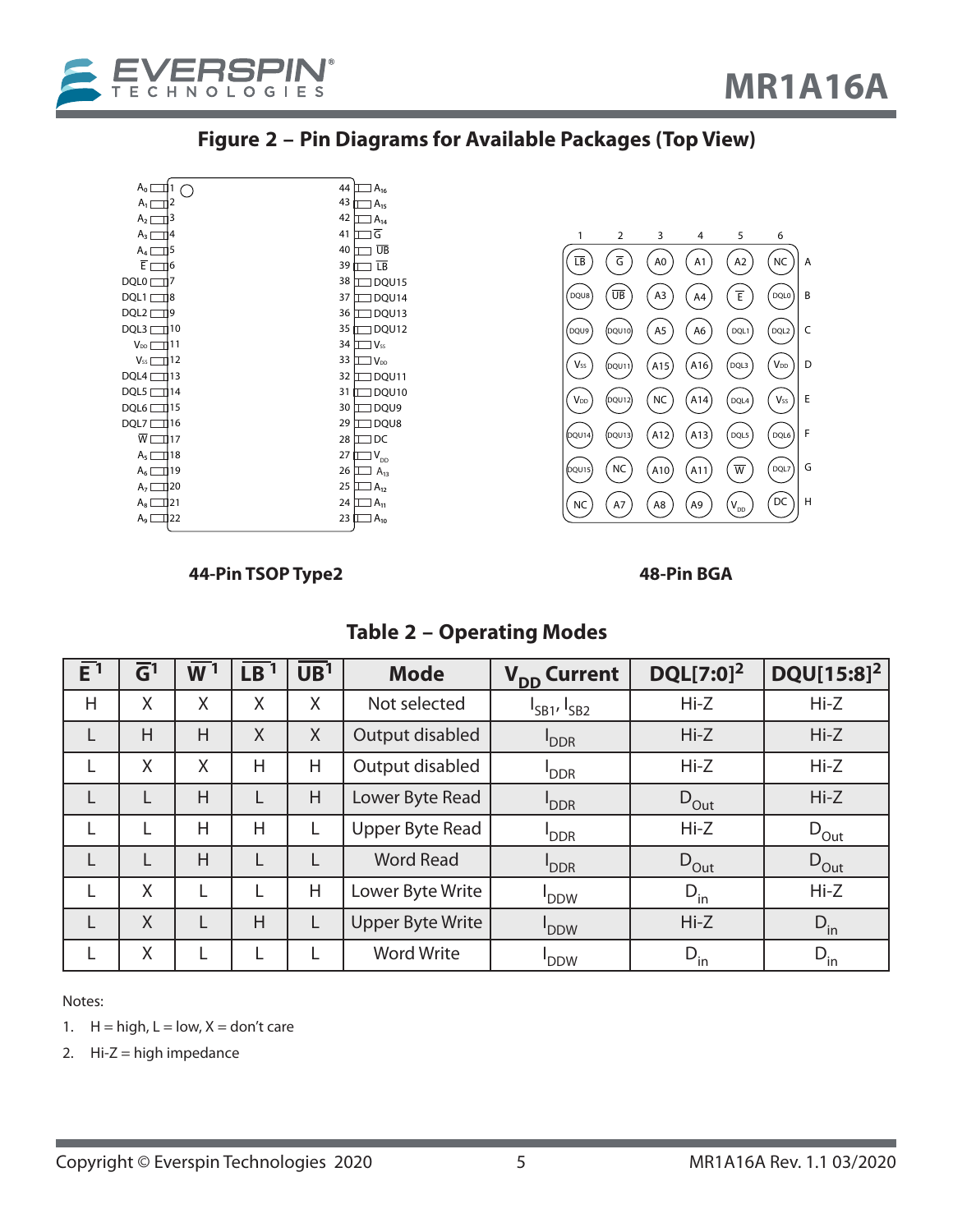## Figure 2 – Pin Diagrams for Available Packages (Top View)

**44-Pin TSOP Type2**

| Pin | Signal | Pin | Signal |
|---|---|---|---|
| 1 | $A_0$ | 44 | $A_{16}$ |
| 2 | $A_1$ | 43 | $A_{15}$ |
| 3 | $A_2$ | 42 | $A_{14}$ |
| 4 | $A_3$ | 41 | $\overline{G}$ |
| 5 | $A_4$ | 40 | $\overline{UB}$ |
| 6 | $\overline{E}$ | 39 | $\overline{LB}$ |
| 7 | DQL0 | 38 | DQU15 |
| 8 | DQL1 | 37 | DQU14 |
| 9 | DQL2 | 36 | DQU13 |
| 10 | DQL3 | 35 | DQU12 |
| 11 | $V_{DD}$ | 34 | $V_{SS}$ |
| 12 | $V_{SS}$ | 33 | $V_{DD}$ |
| 13 | DQL4 | 32 | DQU11 |
| 14 | DQL5 | 31 | DQU10 |
| 15 | DQL6 | 30 | DQU9 |
| 16 | DQL7 | 29 | DQU8 |
| 17 | $\overline{W}$ | 28 | DC |
| 18 | $A_5$ | 27 | $V_{DD}$ |
| 19 | $A_6$ | 26 | $A_{13}$ |
| 20 | $A_7$ | 25 | $A_{12}$ |
| 21 | $A_8$ | 24 | $A_{11}$ |
| 22 | $A_9$ | 23 | $A_{10}$ |

**48-Pin BGA**

| | 1 | 2 | 3 | 4 | 5 | 6 |
|---|---|---|---|---|---|---|
| A | $\overline{LB}$ | $\overline{G}$ | A0 | A1 | A2 | NC |
| B | DQU8 | $\overline{UB}$ | A3 | A4 | $\overline{E}$ | DQL0 |
| C | DQU9 | DQU10 | A5 | A6 | DQL1 | DQL2 |
| D | $V_{SS}$ | DQU11 | A15 | A16 | DQL3 | $V_{DD}$ |
| E | $V_{DD}$ | DQU12 | NC | A14 | DQL4 | $V_{SS}$ |
| F | DQU14 | DQU13 | A12 | A13 | DQL5 | DQL6 |
| G | DQU15 | NC | A10 | A11 | $\overline{W}$ | DQL7 |
| H | NC | A7 | A8 | A9 | $V_{DD}$ | DC |

## Table 2 – Operating Modes

| $\overline{E}$ [1] | $\overline{G}$ [1] | $\overline{W}$ [1] | $\overline{LB}$ [1] | $\overline{UB}$ [1] | Mode | $V_{DD}$ Current | DQL[7:0] [2] | DQU[15:8] [2] |
|---|---|---|---|---|---|---|---|---|
| H | X | X | X | X | Not selected | $I_{SB1}$, $I_{SB2}$ | Hi-Z | Hi-Z |
| L | H | H | X | X | Output disabled | $I_{DDR}$ | Hi-Z | Hi-Z |
| L | X | X | H | H | Output disabled | $I_{DDR}$ | Hi-Z | Hi-Z |
| L | L | H | L | H | Lower Byte Read | $I_{DDR}$ | $D_{Out}$ | Hi-Z |
| L | L | H | H | L | Upper Byte Read | $I_{DDR}$ | Hi-Z | $D_{Out}$ |
| L | L | H | L | L | Word Read | $I_{DDR}$ | $D_{Out}$ | $D_{Out}$ |
| L | X | L | L | H | Lower Byte Write | $I_{DDW}$ | $D_{in}$ | Hi-Z |
| L | X | L | H | L | Upper Byte Write | $I_{DDW}$ | Hi-Z | $D_{in}$ |
| L | X | L | L | L | Word Write | $I_{DDW}$ | $D_{in}$ | $D_{in}$ |

Notes:

1. H = high, L = low, X = don't care
2. Hi-Z = high impedance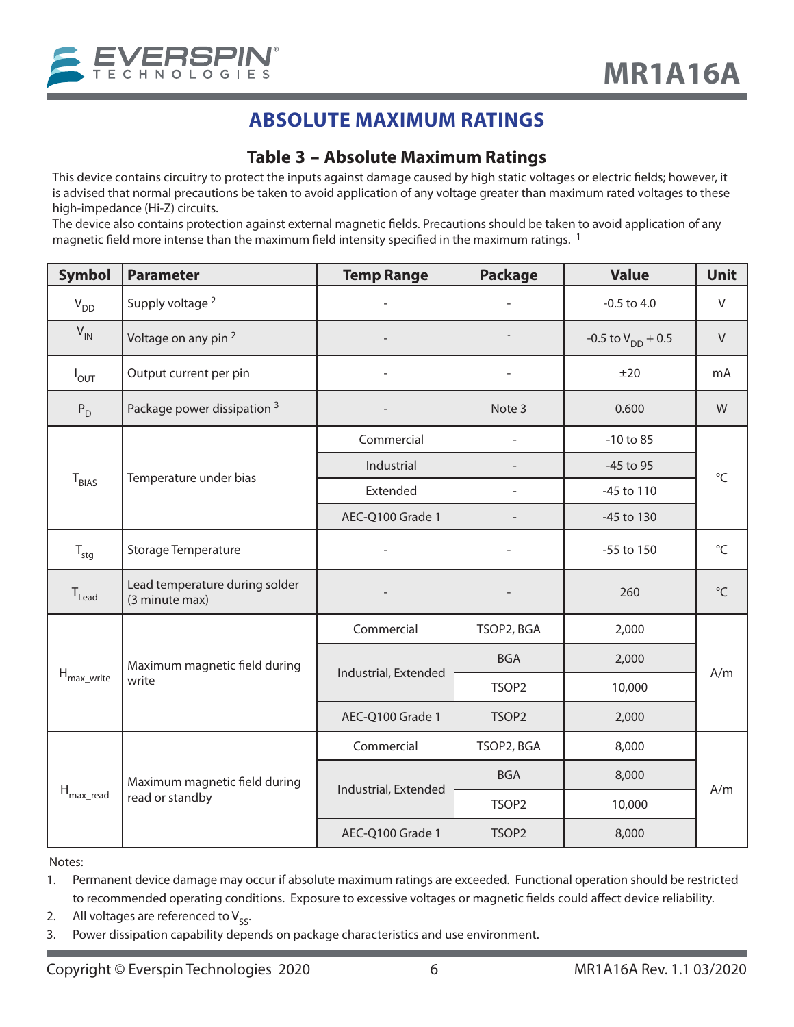## ABSOLUTE MAXIMUM RATINGS

### Table 3 – Absolute Maximum Ratings

This device contains circuitry to protect the inputs against damage caused by high static voltages or electric fields; however, it is advised that normal precautions be taken to avoid application of any voltage greater than maximum rated voltages to these high-impedance (Hi-Z) circuits.

The device also contains protection against external magnetic fields. Precautions should be taken to avoid application of any magnetic field more intense than the maximum field intensity specified in the maximum ratings. [1]

| Symbol | Parameter | Temp Range | Package | Value | Unit |
|---|---|---|---|---|---|
| $V_{DD}$ | Supply voltage [2] | - | - | -0.5 to 4.0 | V |
| $V_{IN}$ | Voltage on any pin [2] | - | - | -0.5 to $V_{DD}$ + 0.5 | V |
| $I_{OUT}$ | Output current per pin | - | - | ±20 | mA |
| $P_D$ | Package power dissipation [3] | - | Note 3 | 0.600 | W |
| $T_{BIAS}$ | Temperature under bias | Commercial | - | -10 to 85 | °C |
| | | Industrial | - | -45 to 95 | |
| | | Extended | - | -45 to 110 | |
| | | AEC-Q100 Grade 1 | - | -45 to 130 | |
| $T_{stg}$ | Storage Temperature | - | - | -55 to 150 | °C |
| $T_{Lead}$ | Lead temperature during solder (3 minute max) | - | - | 260 | °C |
| $H_{max\_write}$ | Maximum magnetic field during write | Commercial | TSOP2, BGA | 2,000 | A/m |
| | | Industrial, Extended | BGA | 2,000 | |
| | | | TSOP2 | 10,000 | |
| | | AEC-Q100 Grade 1 | TSOP2 | 2,000 | |
| $H_{max\_read}$ | Maximum magnetic field during read or standby | Commercial | TSOP2, BGA | 8,000 | A/m |
| | | Industrial, Extended | BGA | 8,000 | |
| | | | TSOP2 | 10,000 | |
| | | AEC-Q100 Grade 1 | TSOP2 | 8,000 | |

Notes:

1. Permanent device damage may occur if absolute maximum ratings are exceeded. Functional operation should be restricted to recommended operating conditions. Exposure to excessive voltages or magnetic fields could affect device reliability.
2. All voltages are referenced to $V_{SS}$.
3. Power dissipation capability depends on package characteristics and use environment.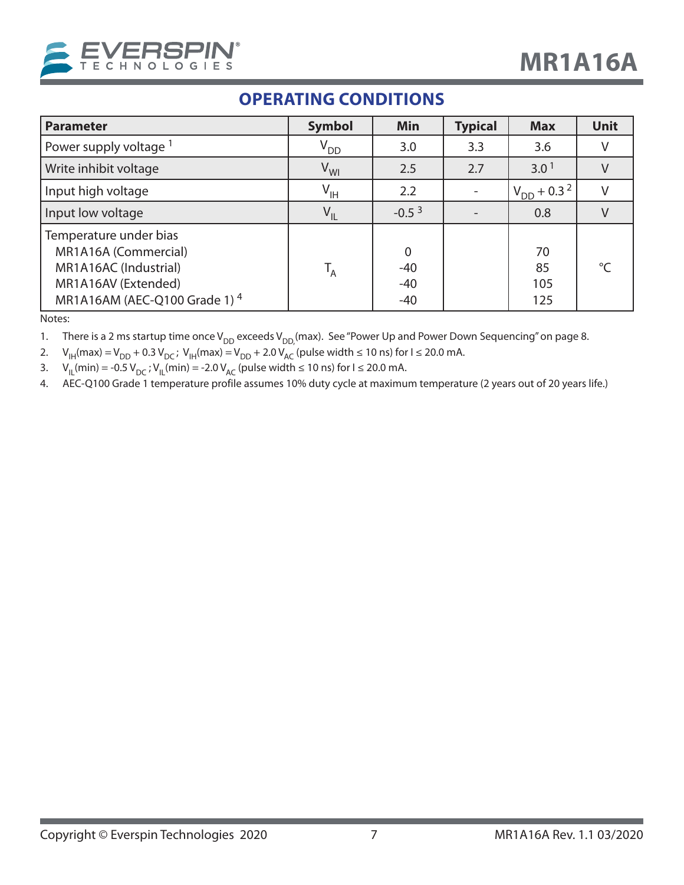## OPERATING CONDITIONS

| Parameter | Symbol | Min | Typical | Max | Unit |
|---|---|---|---|---|---|
| Power supply voltage [1] | $V_{DD}$ | 3.0 | 3.3 | 3.6 | V |
| Write inhibit voltage | $V_{WI}$ | 2.5 | 2.7 | 3.0 [1] | V |
| Input high voltage | $V_{IH}$ | 2.2 | - | $V_{DD}$ + 0.3 [2] | V |
| Input low voltage | $V_{IL}$ | -0.5 [3] | - | 0.8 | V |
| Temperature under bias<br>MR1A16A (Commercial)<br>MR1A16AC (Industrial)<br>MR1A16AV (Extended)<br>MR1A16AM (AEC-Q100 Grade 1) [4] | $T_A$ | <br>0<br>-40<br>-40<br>-40 | | <br>70<br>85<br>105<br>125 | °C |

Notes:

1. There is a 2 ms startup time once $V_{DD}$ exceeds $V_{DD,}$(max). See "Power Up and Power Down Sequencing" on page 8.
2. $V_{IH}$(max) = $V_{DD}$ + 0.3 $V_{DC}$ ; $V_{IH}$(max) = $V_{DD}$ + 2.0 $V_{AC}$ (pulse width ≤ 10 ns) for I ≤ 20.0 mA.
3. $V_{IL}$(min) = -0.5 $V_{DC}$ ; $V_{IL}$(min) = -2.0 $V_{AC}$ (pulse width ≤ 10 ns) for I ≤ 20.0 mA.
4. AEC-Q100 Grade 1 temperature profile assumes 10% duty cycle at maximum temperature (2 years out of 20 years life.)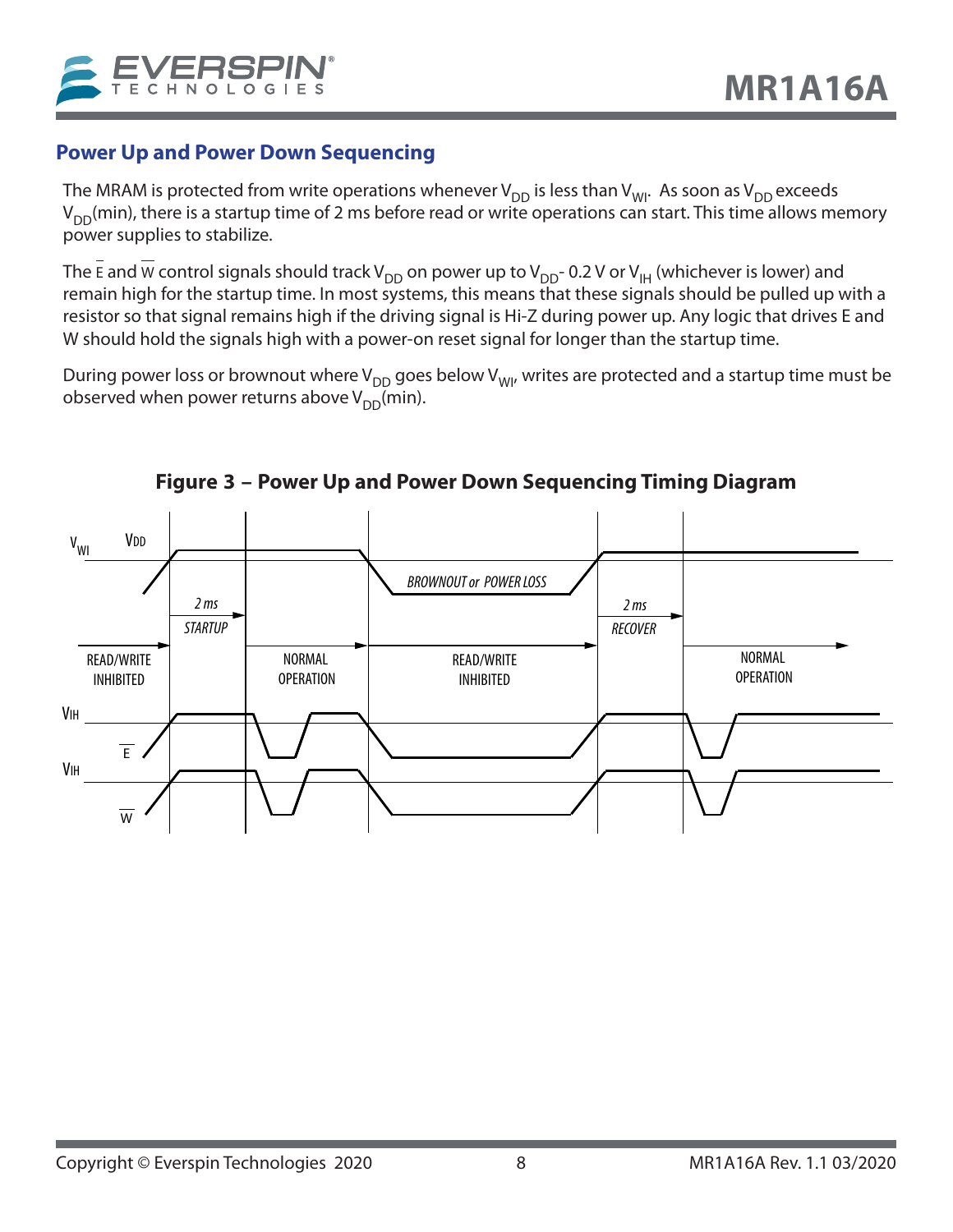## Power Up and Power Down Sequencing

The MRAM is protected from write operations whenever $V_{DD}$ is less than $V_{WI}$. As soon as $V_{DD}$ exceeds $V_{DD}$(min), there is a startup time of 2 ms before read or write operations can start. This time allows memory power supplies to stabilize.

The $\overline{E}$ and $\overline{W}$ control signals should track $V_{DD}$ on power up to $V_{DD}$- 0.2 V or $V_{IH}$ (whichever is lower) and remain high for the startup time. In most systems, this means that these signals should be pulled up with a resistor so that signal remains high if the driving signal is Hi-Z during power up. Any logic that drives E and W should hold the signals high with a power-on reset signal for longer than the startup time.

During power loss or brownout where $V_{DD}$ goes below $V_{WI}$, writes are protected and a startup time must be observed when power returns above $V_{DD}$(min).

**Figure 3 – Power Up and Power Down Sequencing Timing Diagram**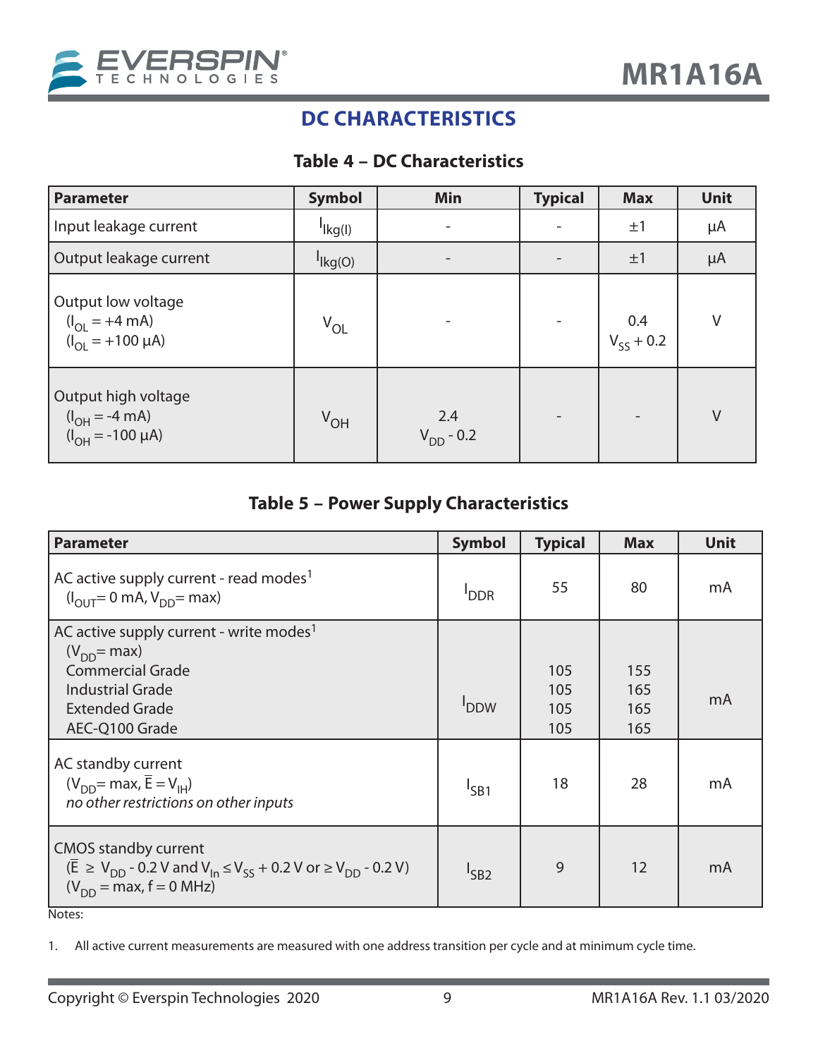## DC CHARACTERISTICS

**Table 4 – DC Characteristics**

| Parameter | Symbol | Min | Typical | Max | Unit |
|---|---|---|---|---|---|
| Input leakage current | $I_{lkg(I)}$ | - | - | ±1 | μA |
| Output leakage current | $I_{lkg(O)}$ | - | - | ±1 | μA |
| Output low voltage<br>($I_{OL}$ = +4 mA)<br>($I_{OL}$ = +100 μA) | $V_{OL}$ | - | - | 0.4<br>$V_{SS}$ + 0.2 | V |
| Output high voltage<br>($I_{OH}$ = -4 mA)<br>($I_{OH}$ = -100 μA) | $V_{OH}$ | 2.4<br>$V_{DD}$ - 0.2 | - | - | V |

**Table 5 – Power Supply Characteristics**

| Parameter | Symbol | Typical | Max | Unit |
|---|---|---|---|---|
| AC active supply current - read modes[1]<br>($I_{OUT}$= 0 mA, $V_{DD}$= max) | $I_{DDR}$ | 55 | 80 | mA |
| AC active supply current - write modes[1]<br>($V_{DD}$= max)<br>Commercial Grade<br>Industrial Grade<br>Extended Grade<br>AEC-Q100 Grade | $I_{DDW}$ | <br><br>105<br>105<br>105<br>105 | <br><br>155<br>165<br>165<br>165 | mA |
| AC standby current<br>($V_{DD}$= max, $\overline{E} = V_{IH}$)<br>*no other restrictions on other inputs* | $I_{SB1}$ | 18 | 28 | mA |
| CMOS standby current<br>($\overline{E} \geq V_{DD}$ - 0.2 V and $V_{In} \leq V_{SS}$ + 0.2 V or ≥ $V_{DD}$ - 0.2 V)<br>($V_{DD}$ = max, f = 0 MHz) | $I_{SB2}$ | 9 | 12 | mA |

Notes:

1. All active current measurements are measured with one address transition per cycle and at minimum cycle time.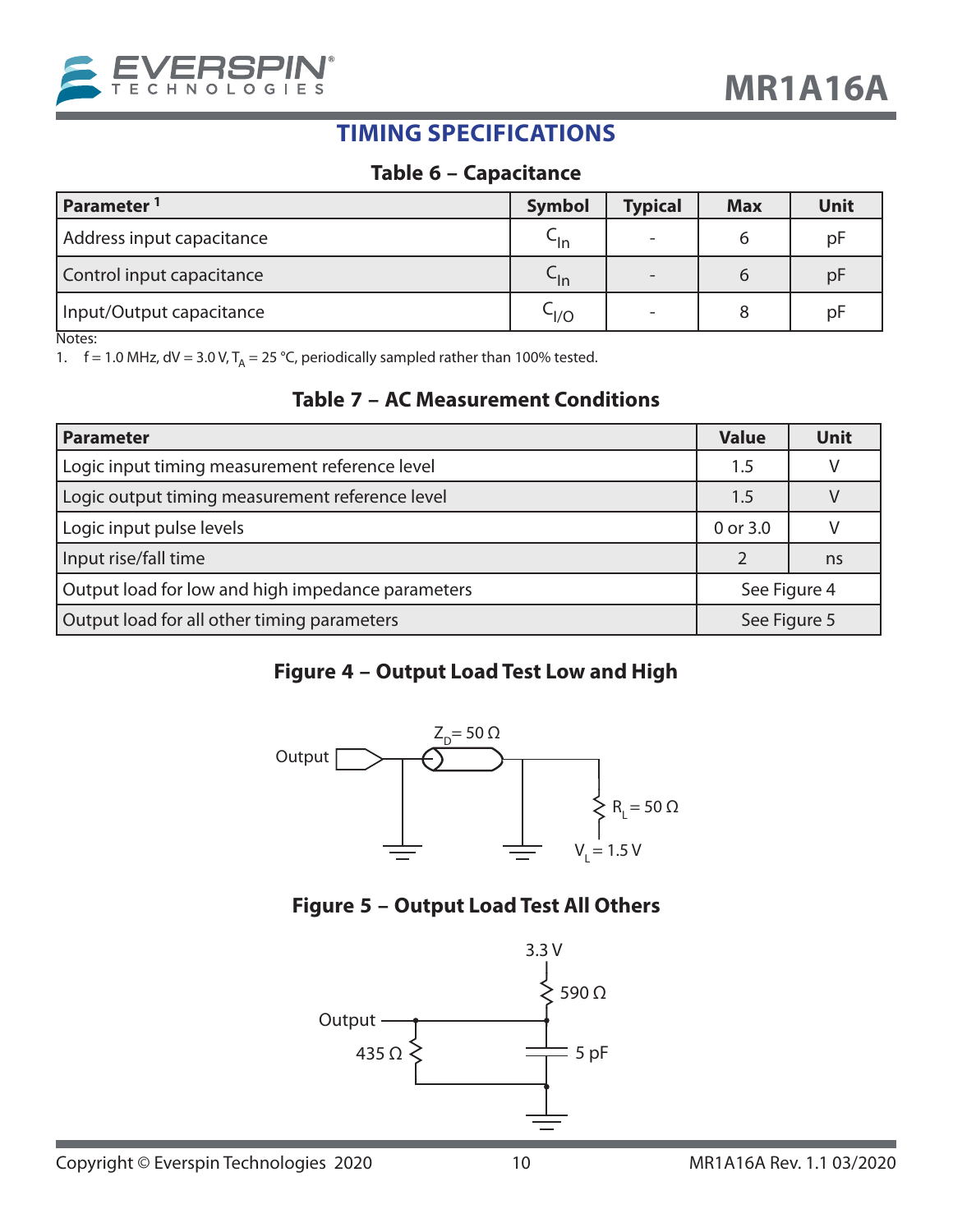## TIMING SPECIFICATIONS

### Table 6 – Capacitance

| Parameter [1] | Symbol | Typical | Max | Unit |
|---|---|---|---|---|
| Address input capacitance | $C_{In}$ | - | 6 | pF |
| Control input capacitance | $C_{In}$ | - | 6 | pF |
| Input/Output capacitance | $C_{I/O}$ | - | 8 | pF |

Notes:

1. f = 1.0 MHz, dV = 3.0 V, $T_A$ = 25 °C, periodically sampled rather than 100% tested.

### Table 7 – AC Measurement Conditions

| Parameter | Value | Unit |
|---|---|---|
| Logic input timing measurement reference level | 1.5 | V |
| Logic output timing measurement reference level | 1.5 | V |
| Logic input pulse levels | 0 or 3.0 | V |
| Input rise/fall time | 2 | ns |
| Output load for low and high impedance parameters | See Figure 4 | |
| Output load for all other timing parameters | See Figure 5 | |

### Figure 4 – Output Load Test Low and High

Output, $Z_D$ = 50 Ω, $R_L$ = 50 Ω, $V_L$ = 1.5 V

### Figure 5 – Output Load Test All Others

3.3 V, 590 Ω, Output, 435 Ω, 5 pF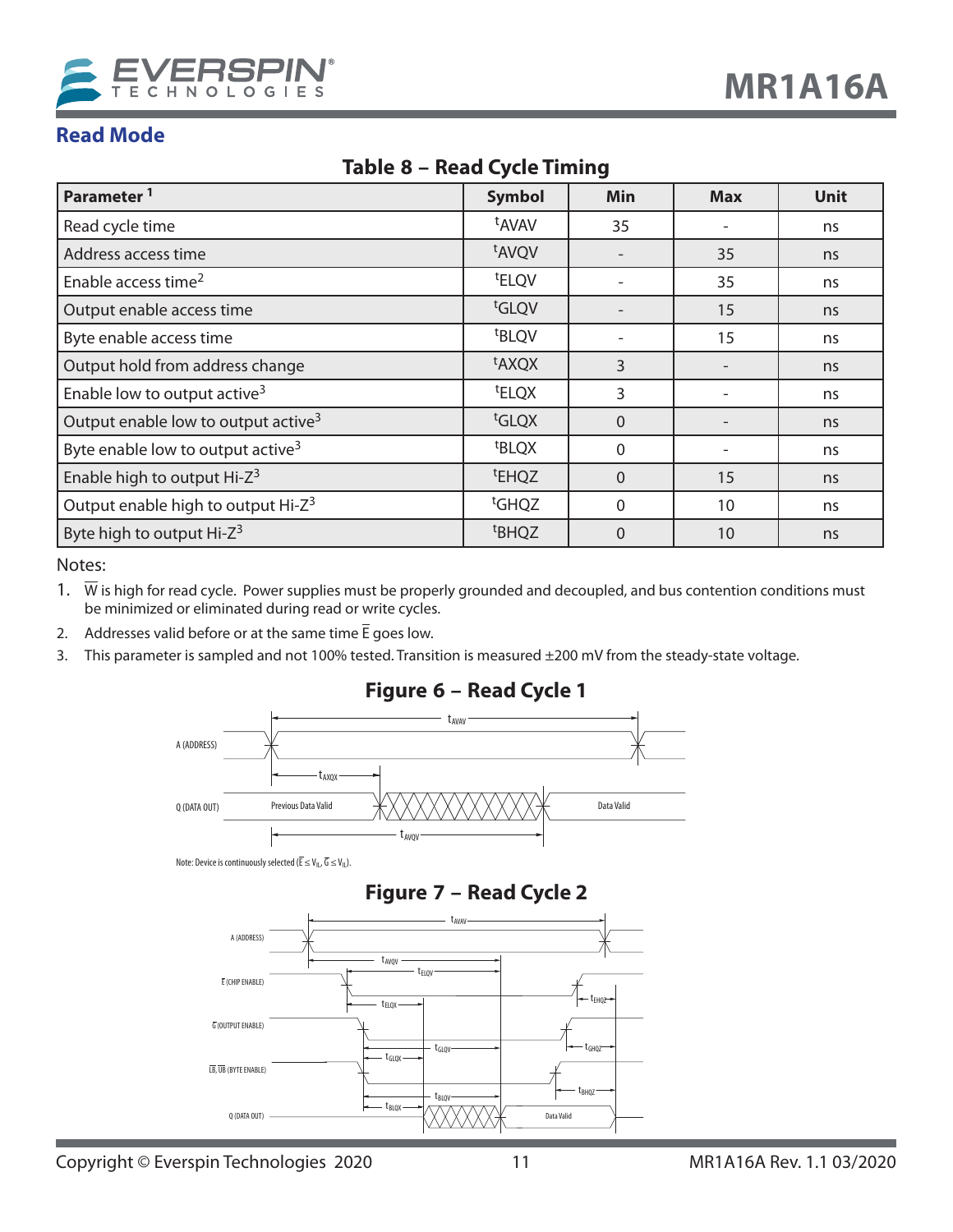## Read Mode

**Table 8 – Read Cycle Timing**

| Parameter [1] | Symbol | Min | Max | Unit |
|---|---|---|---|---|
| Read cycle time | $t_{AVAV}$ | 35 | - | ns |
| Address access time | $t_{AVQV}$ | - | 35 | ns |
| Enable access time[2] | $t_{ELQV}$ | - | 35 | ns |
| Output enable access time | $t_{GLQV}$ | - | 15 | ns |
| Byte enable access time | $t_{BLQV}$ | - | 15 | ns |
| Output hold from address change | $t_{AXQX}$ | 3 | - | ns |
| Enable low to output active[3] | $t_{ELQX}$ | 3 | - | ns |
| Output enable low to output active[3] | $t_{GLQX}$ | 0 | - | ns |
| Byte enable low to output active[3] | $t_{BLQX}$ | 0 | - | ns |
| Enable high to output Hi-Z[3] | $t_{EHQZ}$ | 0 | 15 | ns |
| Output enable high to output Hi-Z[3] | $t_{GHQZ}$ | 0 | 10 | ns |
| Byte high to output Hi-Z[3] | $t_{BHQZ}$ | 0 | 10 | ns |

Notes:

1. $\overline{W}$ is high for read cycle. Power supplies must be properly grounded and decoupled, and bus contention conditions must be minimized or eliminated during read or write cycles.
2. Addresses valid before or at the same time $\overline{E}$ goes low.
3. This parameter is sampled and not 100% tested. Transition is measured ±200 mV from the steady-state voltage.

**Figure 6 – Read Cycle 1**

Note: Device is continuously selected ($\overline{E} \leq V_{IL}$, $\overline{G} \leq V_{IL}$).

**Figure 7 – Read Cycle 2**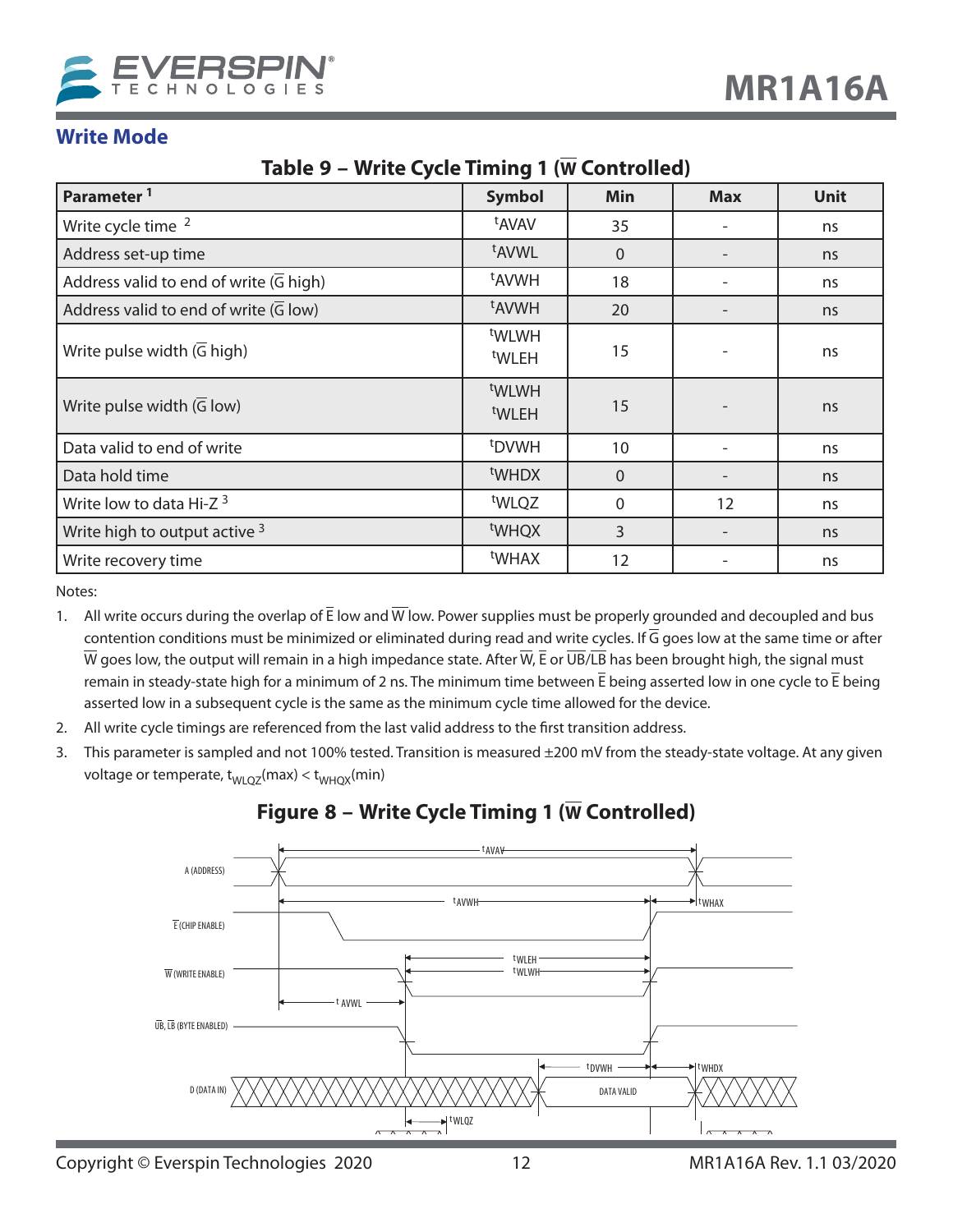## Write Mode

**Table 9 – Write Cycle Timing 1 ($\overline{W}$ Controlled)**

| Parameter [1] | Symbol | Min | Max | Unit |
|---|---|---|---|---|
| Write cycle time [2] | $t_{AVAV}$ | 35 | - | ns |
| Address set-up time | $t_{AVWL}$ | 0 | - | ns |
| Address valid to end of write ($\overline{G}$ high) | $t_{AVWH}$ | 18 | - | ns |
| Address valid to end of write ($\overline{G}$ low) | $t_{AVWH}$ | 20 | - | ns |
| Write pulse width ($\overline{G}$ high) | $t_{WLWH}$ $t_{WLEH}$ | 15 | - | ns |
| Write pulse width ($\overline{G}$ low) | $t_{WLWH}$ $t_{WLEH}$ | 15 | - | ns |
| Data valid to end of write | $t_{DVWH}$ | 10 | - | ns |
| Data hold time | $t_{WHDX}$ | 0 | - | ns |
| Write low to data Hi-Z [3] | $t_{WLQZ}$ | 0 | 12 | ns |
| Write high to output active [3] | $t_{WHQX}$ | 3 | - | ns |
| Write recovery time | $t_{WHAX}$ | 12 | - | ns |

Notes:

1. All write occurs during the overlap of $\overline{E}$ low and $\overline{W}$ low. Power supplies must be properly grounded and decoupled and bus contention conditions must be minimized or eliminated during read and write cycles. If $\overline{G}$ goes low at the same time or after $\overline{W}$ goes low, the output will remain in a high impedance state. After $\overline{W}$, $\overline{E}$ or $\overline{UB}$/$\overline{LB}$ has been brought high, the signal must remain in steady-state high for a minimum of 2 ns. The minimum time between $\overline{E}$ being asserted low in one cycle to $\overline{E}$ being asserted low in a subsequent cycle is the same as the minimum cycle time allowed for the device.
2. All write cycle timings are referenced from the last valid address to the first transition address.
3. This parameter is sampled and not 100% tested. Transition is measured ±200 mV from the steady-state voltage. At any given voltage or temperate, $t_{WLQZ}$(max) < $t_{WHQX}$(min)

**Figure 8 – Write Cycle Timing 1 ($\overline{W}$ Controlled)**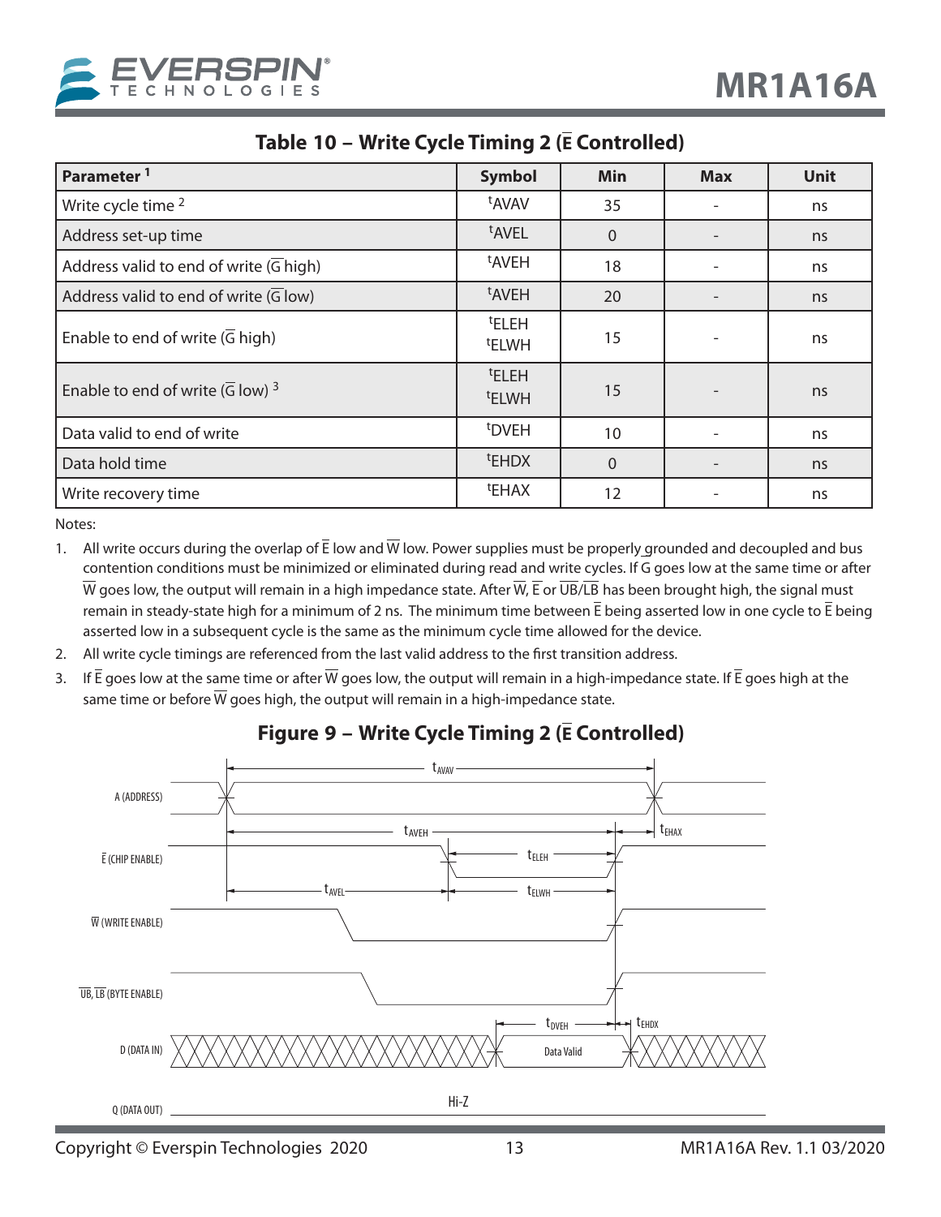## Table 10 – Write Cycle Timing 2 (Ē Controlled)

| Parameter [1] | Symbol | Min | Max | Unit |
|---|---|---|---|---|
| Write cycle time [2] | $^{t}$AVAV | 35 | - | ns |
| Address set-up time | $^{t}$AVEL | 0 | - | ns |
| Address valid to end of write (Ḡ high) | $^{t}$AVEH | 18 | - | ns |
| Address valid to end of write (Ḡ low) | $^{t}$AVEH | 20 | - | ns |
| Enable to end of write (Ḡ high) | $^{t}$ELEH $^{t}$ELWH | 15 | - | ns |
| Enable to end of write (Ḡ low) [3] | $^{t}$ELEH $^{t}$ELWH | 15 | - | ns |
| Data valid to end of write | $^{t}$DVEH | 10 | - | ns |
| Data hold time | $^{t}$EHDX | 0 | - | ns |
| Write recovery time | $^{t}$EHAX | 12 | - | ns |

Notes:

1. All write occurs during the overlap of Ē low and W̄ low. Power supplies must be properly grounded and decoupled and bus contention conditions must be minimized or eliminated during read and write cycles. If G goes low at the same time or after W̄ goes low, the output will remain in a high impedance state. After W̄, Ē or UB̄/LB̄ has been brought high, the signal must remain in steady-state high for a minimum of 2 ns. The minimum time between Ē being asserted low in one cycle to Ē being asserted low in a subsequent cycle is the same as the minimum cycle time allowed for the device.
2. All write cycle timings are referenced from the last valid address to the first transition address.
3. If Ē goes low at the same time or after W̄ goes low, the output will remain in a high-impedance state. If Ē goes high at the same time or before W̄ goes high, the output will remain in a high-impedance state.

## Figure 9 – Write Cycle Timing 2 (Ē Controlled)

A (ADDRESS)

Ē (CHIP ENABLE)

W̄ (WRITE ENABLE)

UB̄, LB̄ (BYTE ENABLE)

D (DATA IN)

Q (DATA OUT)

$t_{AVAV}$ $t_{AVEH}$ $t_{EHAX}$ $t_{ELEH}$ $t_{AVEL}$ $t_{ELWH}$ $t_{DVEH}$ $t_{EHDX}$

Data Valid

Hi-Z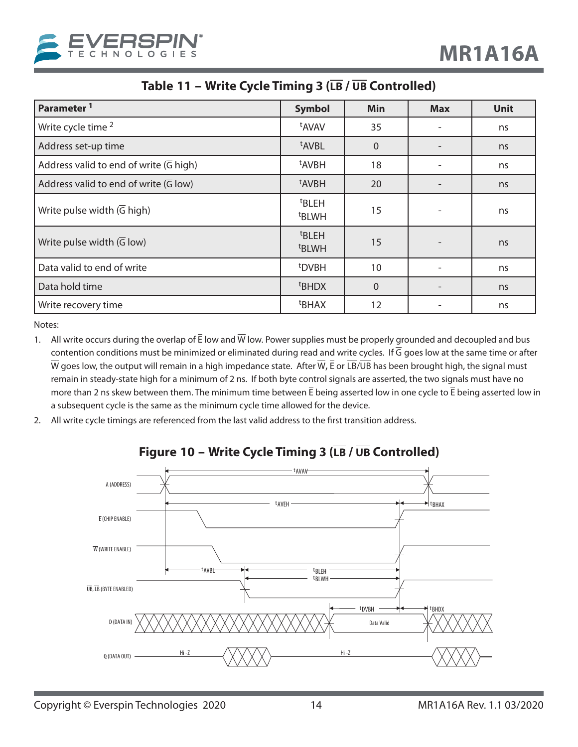## Table 11 – Write Cycle Timing 3 ($\overline{LB}$ / $\overline{UB}$ Controlled)

| Parameter [1] | Symbol | Min | Max | Unit |
|---|---|---|---|---|
| Write cycle time [2] | $t_{AVAV}$ | 35 | - | ns |
| Address set-up time | $t_{AVBL}$ | 0 | - | ns |
| Address valid to end of write ($\overline{G}$ high) | $t_{AVBH}$ | 18 | - | ns |
| Address valid to end of write ($\overline{G}$ low) | $t_{AVBH}$ | 20 | - | ns |
| Write pulse width ($\overline{G}$ high) | $t_{BLEH}$ $t_{BLWH}$ | 15 | - | ns |
| Write pulse width ($\overline{G}$ low) | $t_{BLEH}$ $t_{BLWH}$ | 15 | - | ns |
| Data valid to end of write | $t_{DVBH}$ | 10 | - | ns |
| Data hold time | $t_{BHDX}$ | 0 | - | ns |
| Write recovery time | $t_{BHAX}$ | 12 | - | ns |

Notes:

1. All write occurs during the overlap of $\overline{E}$ low and $\overline{W}$ low. Power supplies must be properly grounded and decoupled and bus contention conditions must be minimized or eliminated during read and write cycles. If $\overline{G}$ goes low at the same time or after $\overline{W}$ goes low, the output will remain in a high impedance state. After $\overline{W}$, $\overline{E}$ or $\overline{LB}$/$\overline{UB}$ has been brought high, the signal must remain in steady-state high for a minimum of 2 ns. If both byte control signals are asserted, the two signals must have no more than 2 ns skew between them. The minimum time between $\overline{E}$ being asserted low in one cycle to $\overline{E}$ being asserted low in a subsequent cycle is the same as the minimum cycle time allowed for the device.
2. All write cycle timings are referenced from the last valid address to the first transition address.

## Figure 10 – Write Cycle Timing 3 ($\overline{LB}$ / $\overline{UB}$ Controlled)

A (ADDRESS), $\overline{E}$ (CHIP ENABLE), $\overline{W}$ (WRITE ENABLE), $\overline{UB}$, $\overline{LB}$ (BYTE ENABLED), D (DATA IN), Q (DATA OUT)

$t_{AVAV}$, $t_{AVEH}$, $t_{BHAX}$, $t_{AVBL}$, $t_{BLEH}$, $t_{BLWH}$, $t_{DVBH}$, $t_{BHDX}$, Data Valid, Hi -Z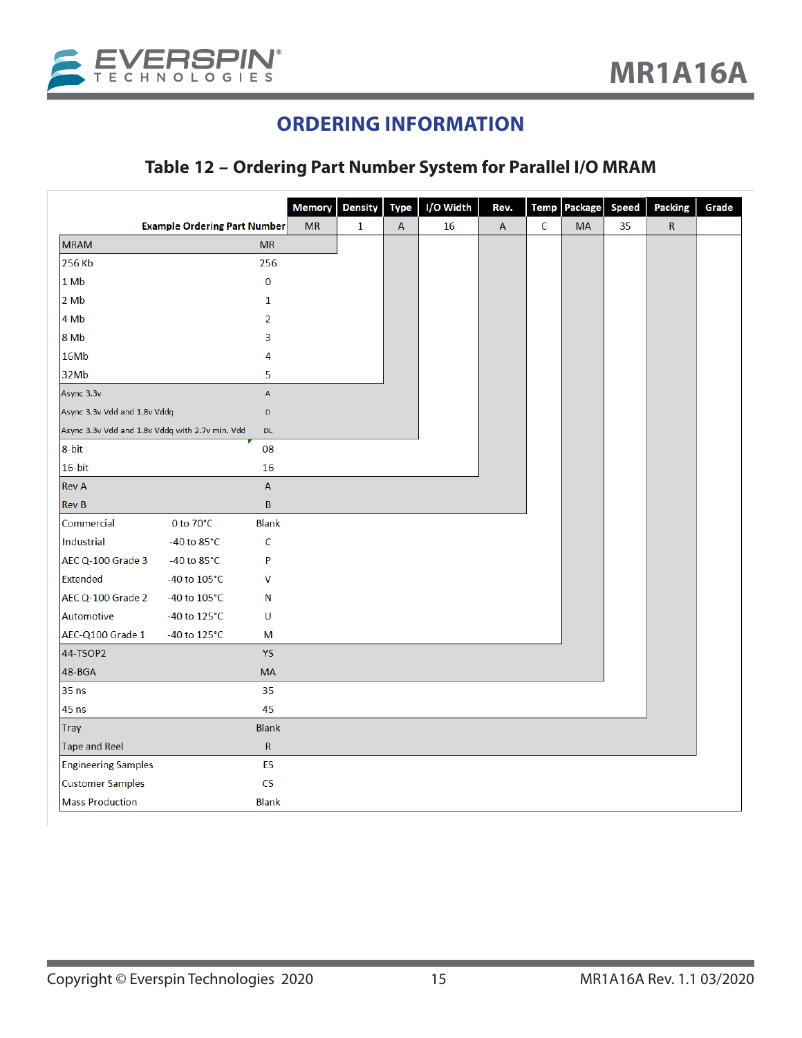# ORDERING INFORMATION

## Table 12 – Ordering Part Number System for Parallel I/O MRAM

| | Memory | Density | Type | I/O Width | Rev. | Temp | Package | Speed | Packing | Grade |
|---|---|---|---|---|---|---|---|---|---|---|
| Example Ordering Part Number | MR | 1 | A | 16 | A | C | MA | 35 | R | |

| Field | Description | Temperature | Code |
|---|---|---|---|
| Memory | MRAM | | MR |
| Density | 256 Kb | | 256 |
| | 1 Mb | | 0 |
| | 2 Mb | | 1 |
| | 4 Mb | | 2 |
| | 8 Mb | | 3 |
| | 16Mb | | 4 |
| | 32Mb | | 5 |
| Type | Async 3.3v | | A |
| | Async 3.3v Vdd and 1.8v Vddq | | D |
| | Async 3.3v Vdd and 1.8v Vddq with 2.7v min. Vdd | | DL |
| I/O Width | 8-bit | | 08 |
| | 16-bit | | 16 |
| Rev. | Rev A | | A |
| | Rev B | | B |
| Temp | Commercial | 0 to 70°C | Blank |
| | Industrial | -40 to 85°C | C |
| | AEC Q-100 Grade 3 | -40 to 85°C | P |
| | Extended | -40 to 105°C | V |
| | AEC Q-100 Grade 2 | -40 to 105°C | N |
| | Automotive | -40 to 125°C | U |
| | AEC-Q100 Grade 1 | -40 to 125°C | M |
| Package | 44-TSOP2 | | YS |
| | 48-BGA | | MA |
| Speed | 35 ns | | 35 |
| | 45 ns | | 45 |
| Packing | Tray | | Blank |
| | Tape and Reel | | R |
| Grade | Engineering Samples | | ES |
| | Customer Samples | | CS |
| | Mass Production | | Blank |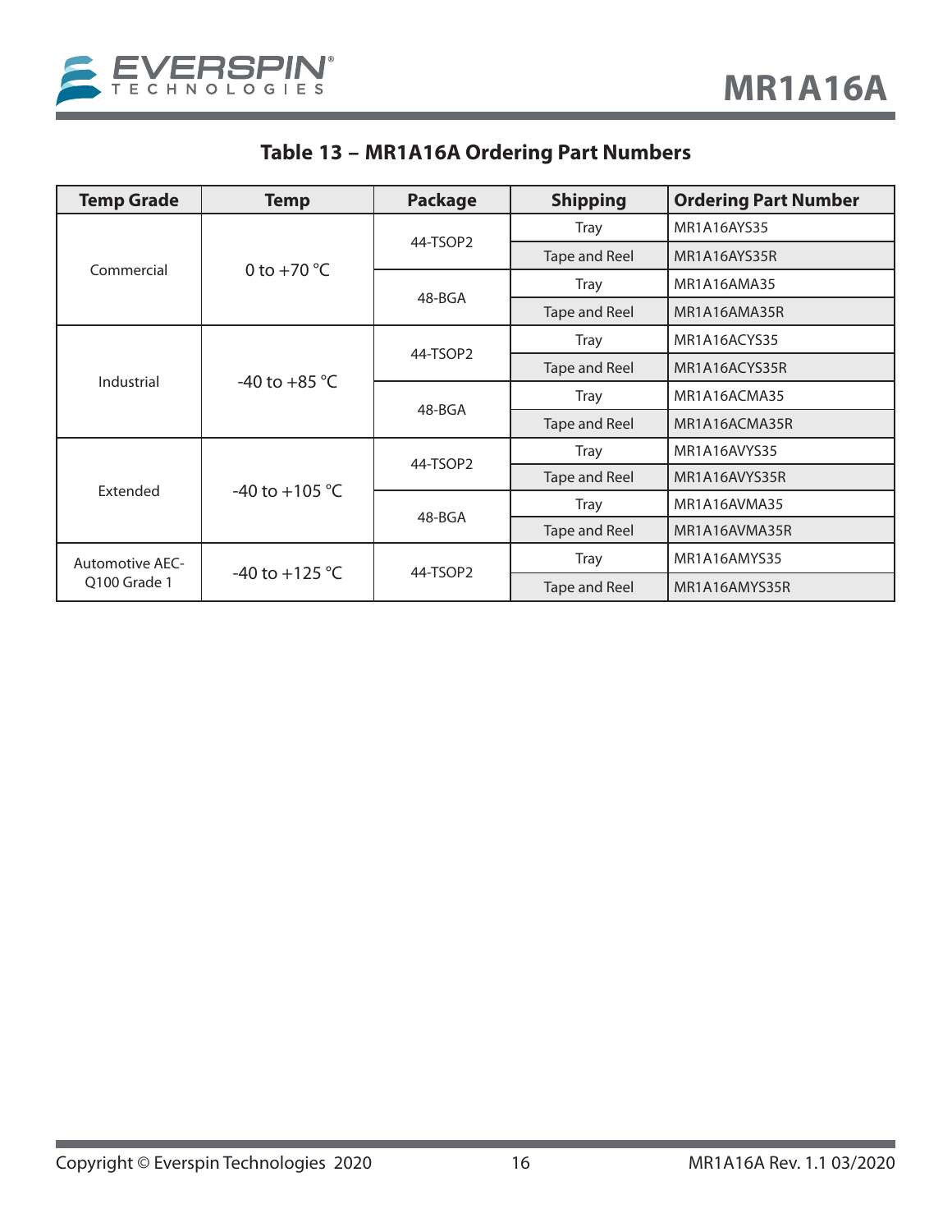### Table 13 – MR1A16A Ordering Part Numbers

| Temp Grade | Temp | Package | Shipping | Ordering Part Number |
|---|---|---|---|---|
| Commercial | 0 to +70 °C | 44-TSOP2 | Tray | MR1A16AYS35 |
| | | | Tape and Reel | MR1A16AYS35R |
| | | 48-BGA | Tray | MR1A16AMA35 |
| | | | Tape and Reel | MR1A16AMA35R |
| Industrial | -40 to +85 °C | 44-TSOP2 | Tray | MR1A16ACYS35 |
| | | | Tape and Reel | MR1A16ACYS35R |
| | | 48-BGA | Tray | MR1A16ACMA35 |
| | | | Tape and Reel | MR1A16ACMA35R |
| Extended | -40 to +105 °C | 44-TSOP2 | Tray | MR1A16AVYS35 |
| | | | Tape and Reel | MR1A16AVYS35R |
| | | 48-BGA | Tray | MR1A16AVMA35 |
| | | | Tape and Reel | MR1A16AVMA35R |
| Automotive AEC-Q100 Grade 1 | -40 to +125 °C | 44-TSOP2 | Tray | MR1A16AMYS35 |
| | | | Tape and Reel | MR1A16AMYS35R |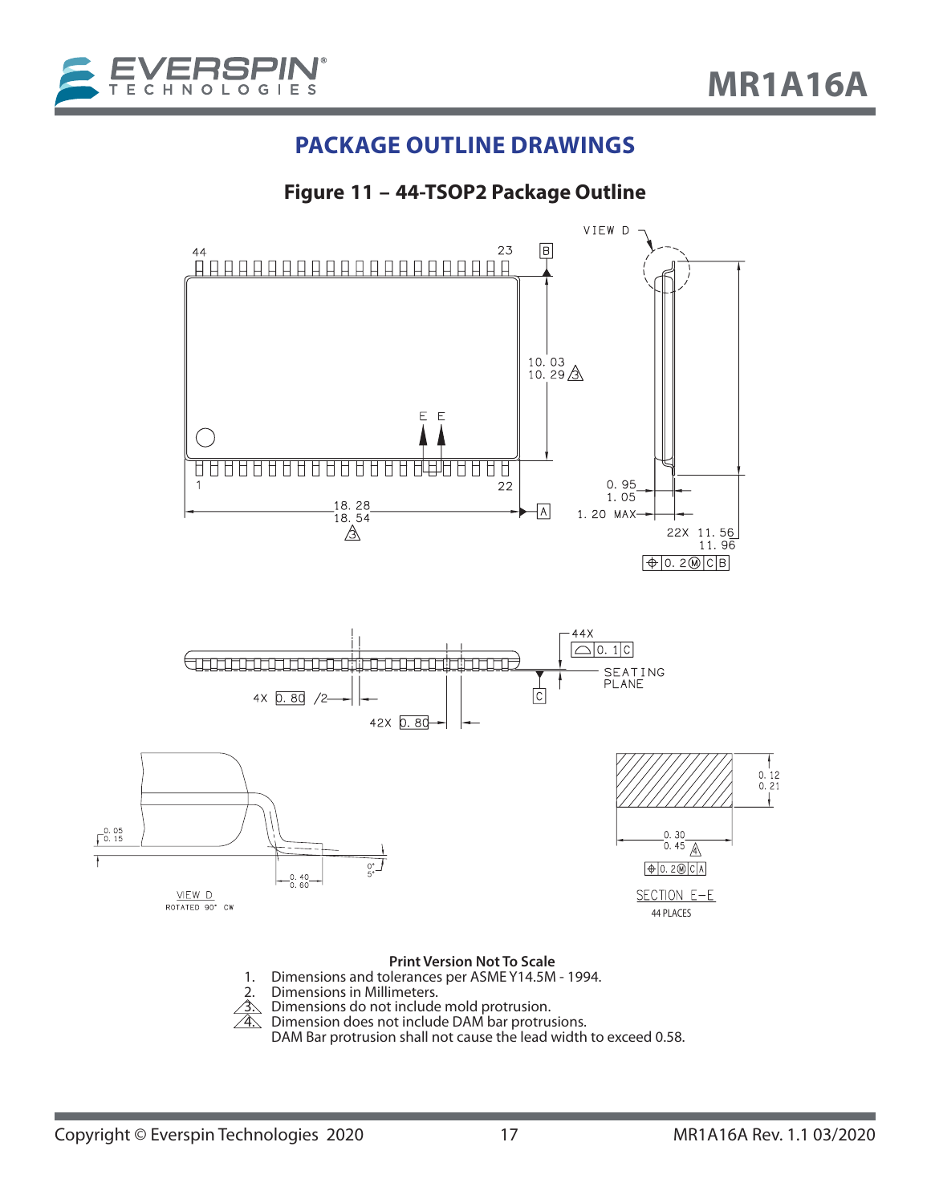## PACKAGE OUTLINE DRAWINGS

**Figure 11 – 44-TSOP2 Package Outline**

**Print Version Not To Scale**

1. Dimensions and tolerances per ASME Y14.5M - 1994.
2. Dimensions in Millimeters.
3. Dimensions do not include mold protrusion.
4. Dimension does not include DAM bar protrusions.
   DAM Bar protrusion shall not cause the lead width to exceed 0.58.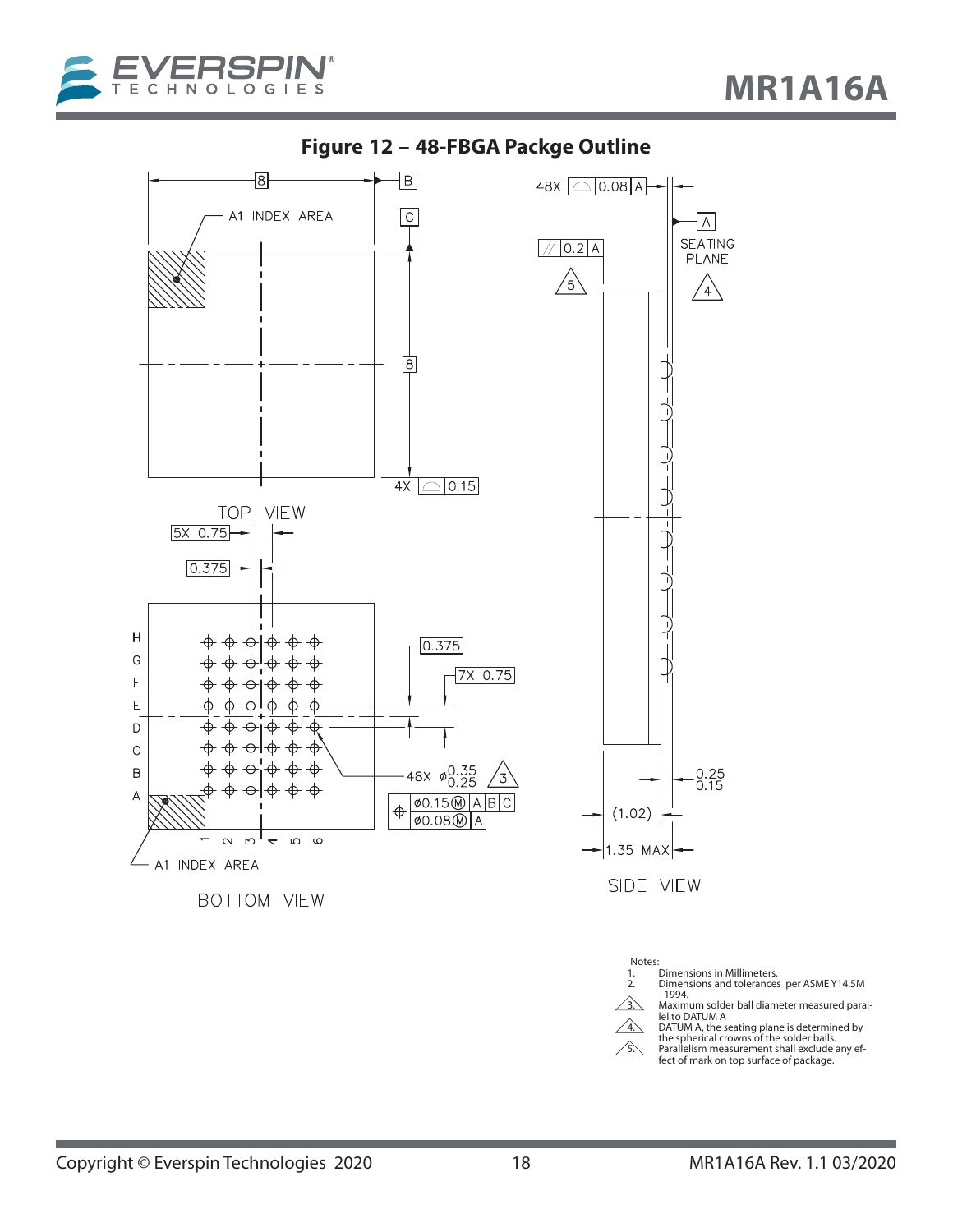**Figure 12 – 48-FBGA Packge Outline**

TOP VIEW

BOTTOM VIEW

SIDE VIEW

Notes:
1. Dimensions in Millimeters.
2. Dimensions and tolerances per ASME Y14.5M - 1994.
3. Maximum solder ball diameter measured parallel to DATUM A
4. DATUM A, the seating plane is determined by the spherical crowns of the solder balls.
5. Parallelism measurement shall exclude any effect of mark on top surface of package.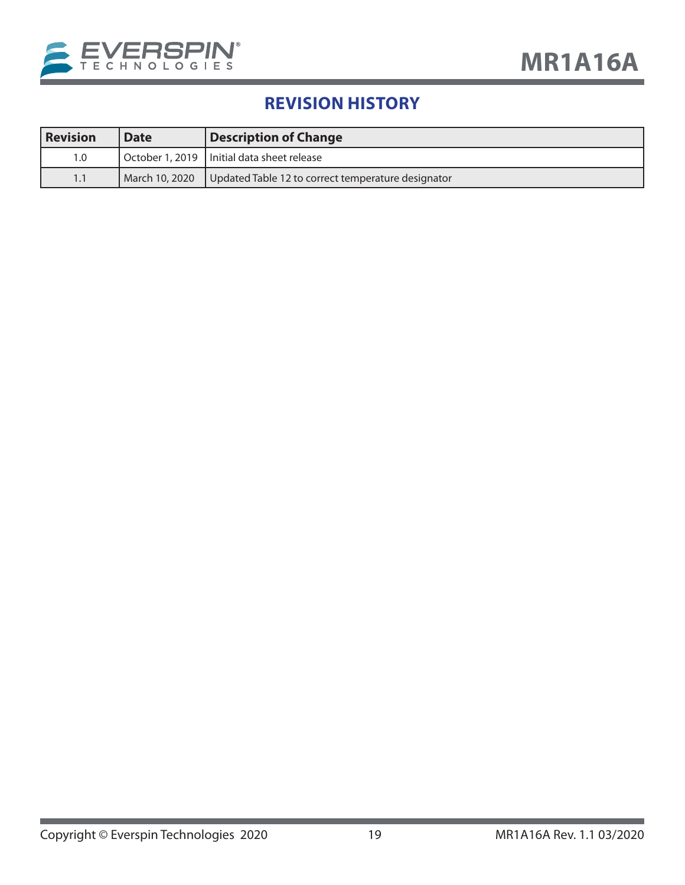## REVISION HISTORY

| Revision | Date | Description of Change |
|---|---|---|
| 1.0 | October 1, 2019 | Initial data sheet release |
| 1.1 | March 10, 2020 | Updated Table 12 to correct temperature designator |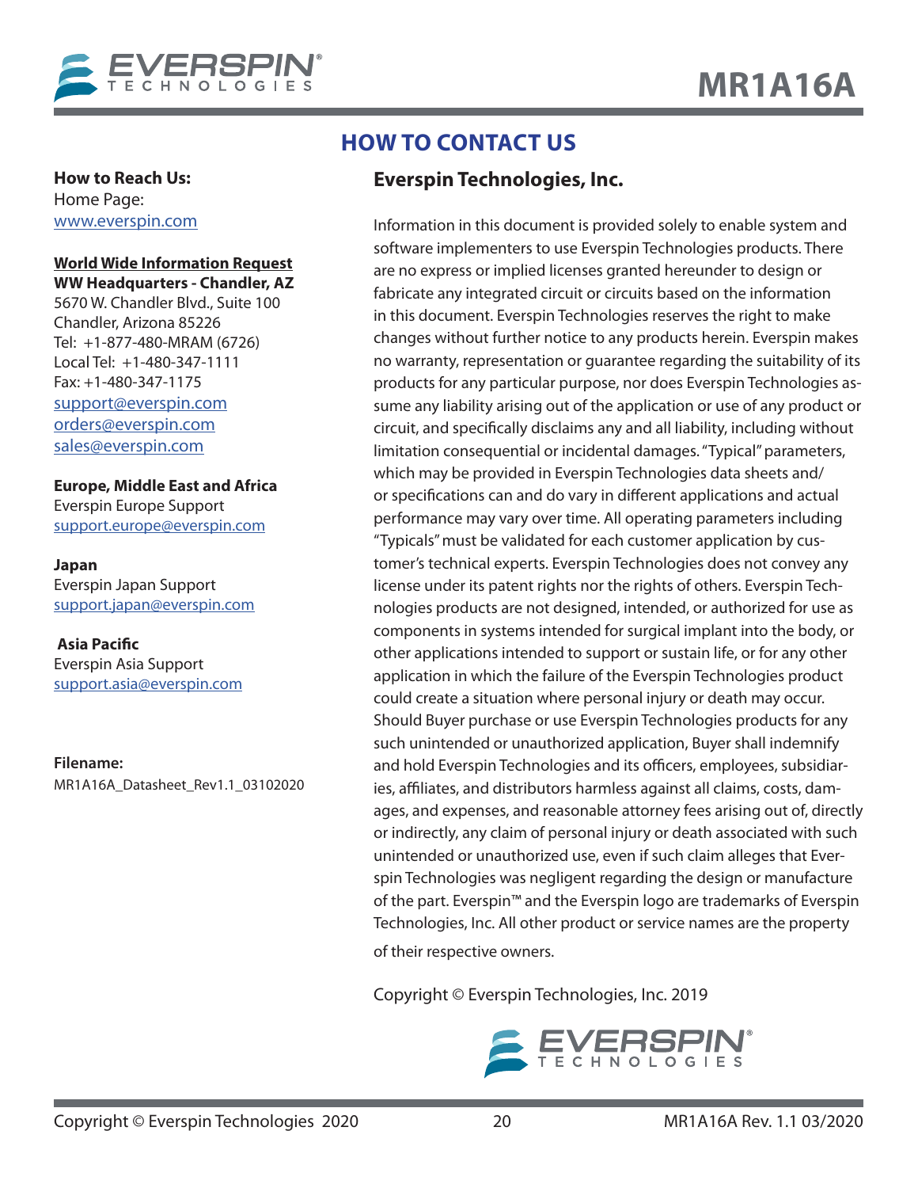## HOW TO CONTACT US

**How to Reach Us:**
Home Page:
www.everspin.com

**World Wide Information Request**
**WW Headquarters - Chandler, AZ**
5670 W. Chandler Blvd., Suite 100
Chandler, Arizona 85226
Tel: +1-877-480-MRAM (6726)
Local Tel: +1-480-347-1111
Fax: +1-480-347-1175
support@everspin.com
orders@everspin.com
sales@everspin.com

**Europe, Middle East and Africa**
Everspin Europe Support
support.europe@everspin.com

**Japan**
Everspin Japan Support
support.japan@everspin.com

**Asia Pacific**
Everspin Asia Support
support.asia@everspin.com

**Filename:**
MR1A16A_Datasheet_Rev1.1_03102020

### Everspin Technologies, Inc.

Information in this document is provided solely to enable system and software implementers to use Everspin Technologies products. There are no express or implied licenses granted hereunder to design or fabricate any integrated circuit or circuits based on the information in this document. Everspin Technologies reserves the right to make changes without further notice to any products herein. Everspin makes no warranty, representation or guarantee regarding the suitability of its products for any particular purpose, nor does Everspin Technologies assume any liability arising out of the application or use of any product or circuit, and specifically disclaims any and all liability, including without limitation consequential or incidental damages. "Typical" parameters, which may be provided in Everspin Technologies data sheets and/or specifications can and do vary in different applications and actual performance may vary over time. All operating parameters including "Typicals" must be validated for each customer application by customer's technical experts. Everspin Technologies does not convey any license under its patent rights nor the rights of others. Everspin Technologies products are not designed, intended, or authorized for use as components in systems intended for surgical implant into the body, or other applications intended to support or sustain life, or for any other application in which the failure of the Everspin Technologies product could create a situation where personal injury or death may occur. Should Buyer purchase or use Everspin Technologies products for any such unintended or unauthorized application, Buyer shall indemnify and hold Everspin Technologies and its officers, employees, subsidiaries, affiliates, and distributors harmless against all claims, costs, damages, and expenses, and reasonable attorney fees arising out of, directly or indirectly, any claim of personal injury or death associated with such unintended or unauthorized use, even if such claim alleges that Everspin Technologies was negligent regarding the design or manufacture of the part. Everspin™ and the Everspin logo are trademarks of Everspin Technologies, Inc. All other product or service names are the property of their respective owners.

Copyright © Everspin Technologies, Inc. 2019